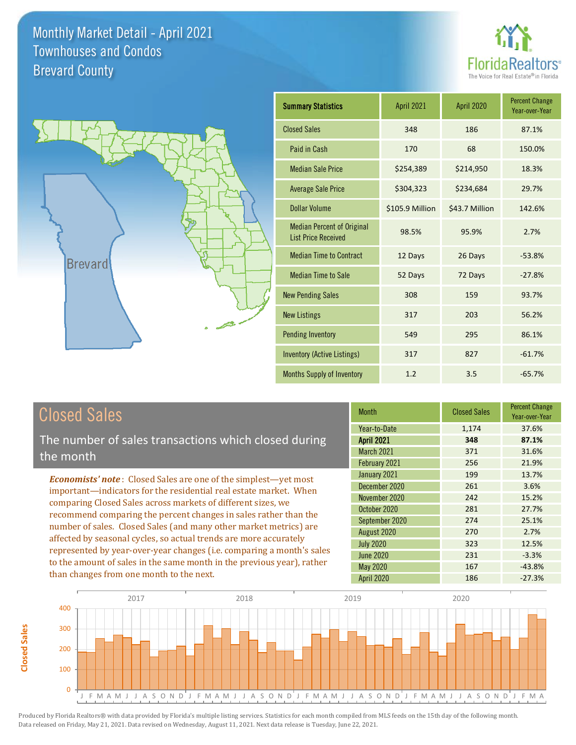# Monthly Market Detail - April 2021
## Townhouses and Condos
## Brevard County

FloridaRealtors® The Voice for Real Estate® in Florida

Brevard

| Summary Statistics | April 2021 | April 2020 | Percent Change Year-over-Year |
|---|---|---|---|
| Closed Sales | 348 | 186 | 87.1% |
| Paid in Cash | 170 | 68 | 150.0% |
| Median Sale Price | $254,389 | $214,950 | 18.3% |
| Average Sale Price | $304,323 | $234,684 | 29.7% |
| Dollar Volume | $105.9 Million | $43.7 Million | 142.6% |
| Median Percent of Original List Price Received | 98.5% | 95.9% | 2.7% |
| Median Time to Contract | 12 Days | 26 Days | -53.8% |
| Median Time to Sale | 52 Days | 72 Days | -27.8% |
| New Pending Sales | 308 | 159 | 93.7% |
| New Listings | 317 | 203 | 56.2% |
| Pending Inventory | 549 | 295 | 86.1% |
| Inventory (Active Listings) | 317 | 827 | -61.7% |
| Months Supply of Inventory | 1.2 | 3.5 | -65.7% |

## Closed Sales

The number of sales transactions which closed during the month

***Economists' note***: Closed Sales are one of the simplest—yet most important—indicators for the residential real estate market. When comparing Closed Sales across markets of different sizes, we recommend comparing the percent changes in sales rather than the number of sales. Closed Sales (and many other market metrics) are affected by seasonal cycles, so actual trends are more accurately represented by year-over-year changes (i.e. comparing a month's sales to the amount of sales in the same month in the previous year), rather than changes from one month to the next.

| Month | Closed Sales | Percent Change Year-over-Year |
|---|---|---|
| Year-to-Date | 1,174 | 37.6% |
| **April 2021** | **348** | **87.1%** |
| March 2021 | 371 | 31.6% |
| February 2021 | 256 | 21.9% |
| January 2021 | 199 | 13.7% |
| December 2020 | 261 | 3.6% |
| November 2020 | 242 | 15.2% |
| October 2020 | 281 | 27.7% |
| September 2020 | 274 | 25.1% |
| August 2020 | 270 | 2.7% |
| July 2020 | 323 | 12.5% |
| June 2020 | 231 | -3.3% |
| May 2020 | 167 | -43.8% |
| April 2020 | 186 | -27.3% |

Produced by Florida Realtors® with data provided by Florida's multiple listing services. Statistics for each month compiled from MLS feeds on the 15th day of the following month. Data released on Friday, May 21, 2021. Data revised on Wednesday, August 11, 2021. Next data release is Tuesday, June 22, 2021.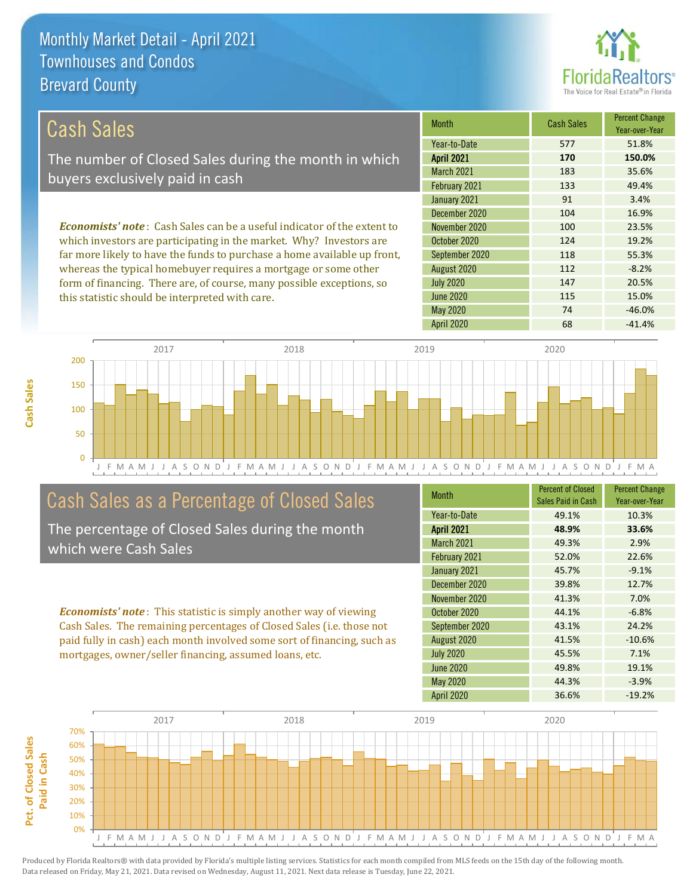# Monthly Market Detail - April 2021
## Townhouses and Condos
## Brevard County

## Cash Sales

The number of Closed Sales during the month in which buyers exclusively paid in cash

*Economists' note*: Cash Sales can be a useful indicator of the extent to which investors are participating in the market. Why? Investors are far more likely to have the funds to purchase a home available up front, whereas the typical homebuyer requires a mortgage or some other form of financing. There are, of course, many possible exceptions, so this statistic should be interpreted with care.

| Month | Cash Sales | Percent Change Year-over-Year |
|---|---|---|
| Year-to-Date | 577 | 51.8% |
| **April 2021** | **170** | **150.0%** |
| March 2021 | 183 | 35.6% |
| February 2021 | 133 | 49.4% |
| January 2021 | 91 | 3.4% |
| December 2020 | 104 | 16.9% |
| November 2020 | 100 | 23.5% |
| October 2020 | 124 | 19.2% |
| September 2020 | 118 | 55.3% |
| August 2020 | 112 | -8.2% |
| July 2020 | 147 | 20.5% |
| June 2020 | 115 | 15.0% |
| May 2020 | 74 | -46.0% |
| April 2020 | 68 | -41.4% |

## Cash Sales as a Percentage of Closed Sales

The percentage of Closed Sales during the month which were Cash Sales

*Economists' note*: This statistic is simply another way of viewing Cash Sales. The remaining percentages of Closed Sales (i.e. those not paid fully in cash) each month involved some sort of financing, such as mortgages, owner/seller financing, assumed loans, etc.

| Month | Percent of Closed Sales Paid in Cash | Percent Change Year-over-Year |
|---|---|---|
| Year-to-Date | 49.1% | 10.3% |
| **April 2021** | **48.9%** | **33.6%** |
| March 2021 | 49.3% | 2.9% |
| February 2021 | 52.0% | 22.6% |
| January 2021 | 45.7% | -9.1% |
| December 2020 | 39.8% | 12.7% |
| November 2020 | 41.3% | 7.0% |
| October 2020 | 44.1% | -6.8% |
| September 2020 | 43.1% | 24.2% |
| August 2020 | 41.5% | -10.6% |
| July 2020 | 45.5% | 7.1% |
| June 2020 | 49.8% | 19.1% |
| May 2020 | 44.3% | -3.9% |
| April 2020 | 36.6% | -19.2% |

Produced by Florida Realtors® with data provided by Florida's multiple listing services. Statistics for each month compiled from MLS feeds on the 15th day of the following month. Data released on Friday, May 21, 2021. Data revised on Wednesday, August 11, 2021. Next data release is Tuesday, June 22, 2021.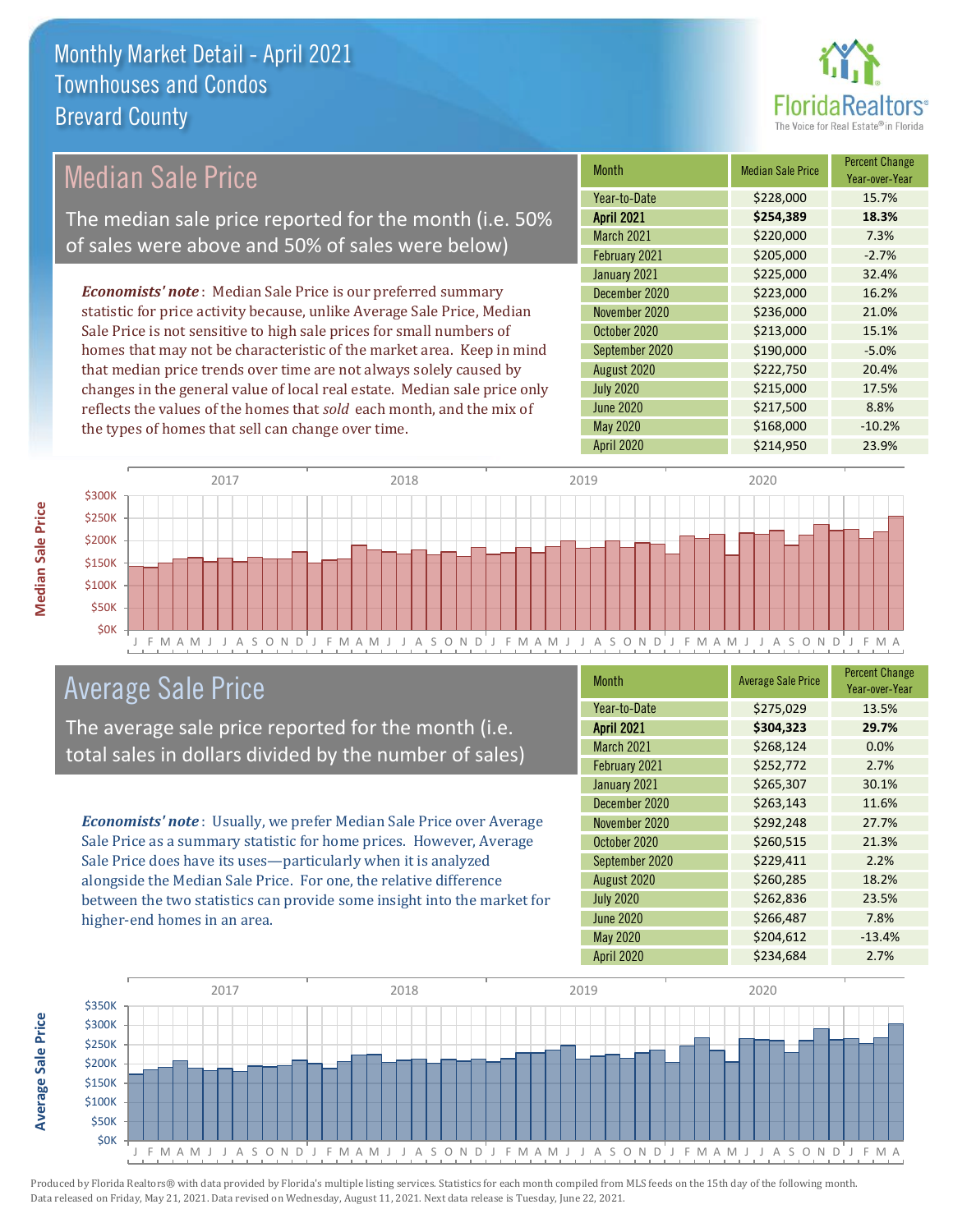# Monthly Market Detail - April 2021
## Townhouses and Condos
## Brevard County

## Median Sale Price

The median sale price reported for the month (i.e. 50% of sales were above and 50% of sales were below)

*Economists' note*: Median Sale Price is our preferred summary statistic for price activity because, unlike Average Sale Price, Median Sale Price is not sensitive to high sale prices for small numbers of homes that may not be characteristic of the market area. Keep in mind that median price trends over time are not always solely caused by changes in the general value of local real estate. Median sale price only reflects the values of the homes that *sold* each month, and the mix of the types of homes that sell can change over time.

| Month | Median Sale Price | Percent Change Year-over-Year |
|---|---|---|
| Year-to-Date | $228,000 | 15.7% |
| **April 2021** | **$254,389** | **18.3%** |
| March 2021 | $220,000 | 7.3% |
| February 2021 | $205,000 | -2.7% |
| January 2021 | $225,000 | 32.4% |
| December 2020 | $223,000 | 16.2% |
| November 2020 | $236,000 | 21.0% |
| October 2020 | $213,000 | 15.1% |
| September 2020 | $190,000 | -5.0% |
| August 2020 | $222,750 | 20.4% |
| July 2020 | $215,000 | 17.5% |
| June 2020 | $217,500 | 8.8% |
| May 2020 | $168,000 | -10.2% |
| April 2020 | $214,950 | 23.9% |

## Average Sale Price

The average sale price reported for the month (i.e. total sales in dollars divided by the number of sales)

*Economists' note*: Usually, we prefer Median Sale Price over Average Sale Price as a summary statistic for home prices. However, Average Sale Price does have its uses—particularly when it is analyzed alongside the Median Sale Price. For one, the relative difference between the two statistics can provide some insight into the market for higher-end homes in an area.

| Month | Average Sale Price | Percent Change Year-over-Year |
|---|---|---|
| Year-to-Date | $275,029 | 13.5% |
| **April 2021** | **$304,323** | **29.7%** |
| March 2021 | $268,124 | 0.0% |
| February 2021 | $252,772 | 2.7% |
| January 2021 | $265,307 | 30.1% |
| December 2020 | $263,143 | 11.6% |
| November 2020 | $292,248 | 27.7% |
| October 2020 | $260,515 | 21.3% |
| September 2020 | $229,411 | 2.2% |
| August 2020 | $260,285 | 18.2% |
| July 2020 | $262,836 | 23.5% |
| June 2020 | $266,487 | 7.8% |
| May 2020 | $204,612 | -13.4% |
| April 2020 | $234,684 | 2.7% |

Produced by Florida Realtors® with data provided by Florida's multiple listing services. Statistics for each month compiled from MLS feeds on the 15th day of the following month. Data released on Friday, May 21, 2021. Data revised on Wednesday, August 11, 2021. Next data release is Tuesday, June 22, 2021.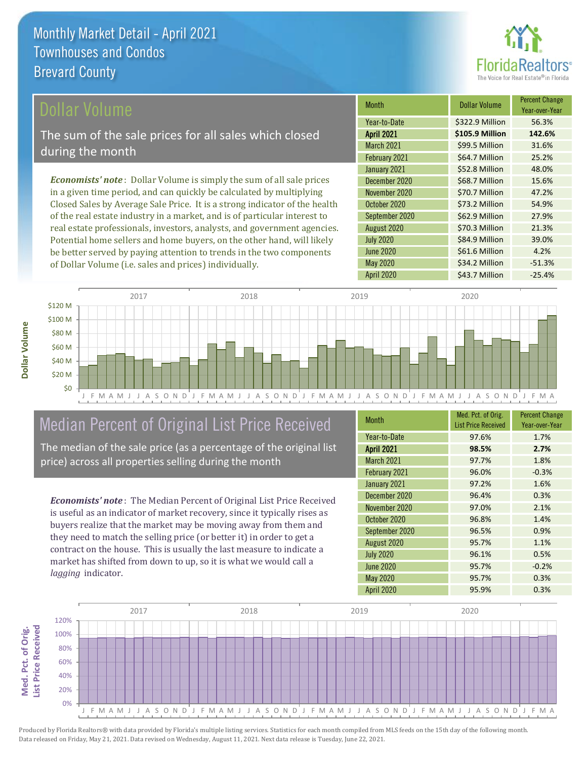# Monthly Market Detail - April 2021
## Townhouses and Condos
## Brevard County

## Dollar Volume

The sum of the sale prices for all sales which closed during the month

*Economists' note*: Dollar Volume is simply the sum of all sale prices in a given time period, and can quickly be calculated by multiplying Closed Sales by Average Sale Price. It is a strong indicator of the health of the real estate industry in a market, and is of particular interest to real estate professionals, investors, analysts, and government agencies. Potential home sellers and home buyers, on the other hand, will likely be better served by paying attention to trends in the two components of Dollar Volume (i.e. sales and prices) individually.

| Month | Dollar Volume | Percent Change Year-over-Year |
|---|---|---|
| Year-to-Date | $322.9 Million | 56.3% |
| **April 2021** | **$105.9 Million** | **142.6%** |
| March 2021 | $99.5 Million | 31.6% |
| February 2021 | $64.7 Million | 25.2% |
| January 2021 | $52.8 Million | 48.0% |
| December 2020 | $68.7 Million | 15.6% |
| November 2020 | $70.7 Million | 47.2% |
| October 2020 | $73.2 Million | 54.9% |
| September 2020 | $62.9 Million | 27.9% |
| August 2020 | $70.3 Million | 21.3% |
| July 2020 | $84.9 Million | 39.0% |
| June 2020 | $61.6 Million | 4.2% |
| May 2020 | $34.2 Million | -51.3% |
| April 2020 | $43.7 Million | -25.4% |

## Median Percent of Original List Price Received

The median of the sale price (as a percentage of the original list price) across all properties selling during the month

*Economists' note*: The Median Percent of Original List Price Received is useful as an indicator of market recovery, since it typically rises as buyers realize that the market may be moving away from them and they need to match the selling price (or better it) in order to get a contract on the house. This is usually the last measure to indicate a market has shifted from down to up, so it is what we would call a *lagging* indicator.

| Month | Med. Pct. of Orig. List Price Received | Percent Change Year-over-Year |
|---|---|---|
| Year-to-Date | 97.6% | 1.7% |
| **April 2021** | **98.5%** | **2.7%** |
| March 2021 | 97.7% | 1.8% |
| February 2021 | 96.0% | -0.3% |
| January 2021 | 97.2% | 1.6% |
| December 2020 | 96.4% | 0.3% |
| November 2020 | 97.0% | 2.1% |
| October 2020 | 96.8% | 1.4% |
| September 2020 | 96.5% | 0.9% |
| August 2020 | 95.7% | 1.1% |
| July 2020 | 96.1% | 0.5% |
| June 2020 | 95.7% | -0.2% |
| May 2020 | 95.7% | 0.3% |
| April 2020 | 95.9% | 0.3% |

Produced by Florida Realtors® with data provided by Florida's multiple listing services. Statistics for each month compiled from MLS feeds on the 15th day of the following month. Data released on Friday, May 21, 2021. Data revised on Wednesday, August 11, 2021. Next data release is Tuesday, June 22, 2021.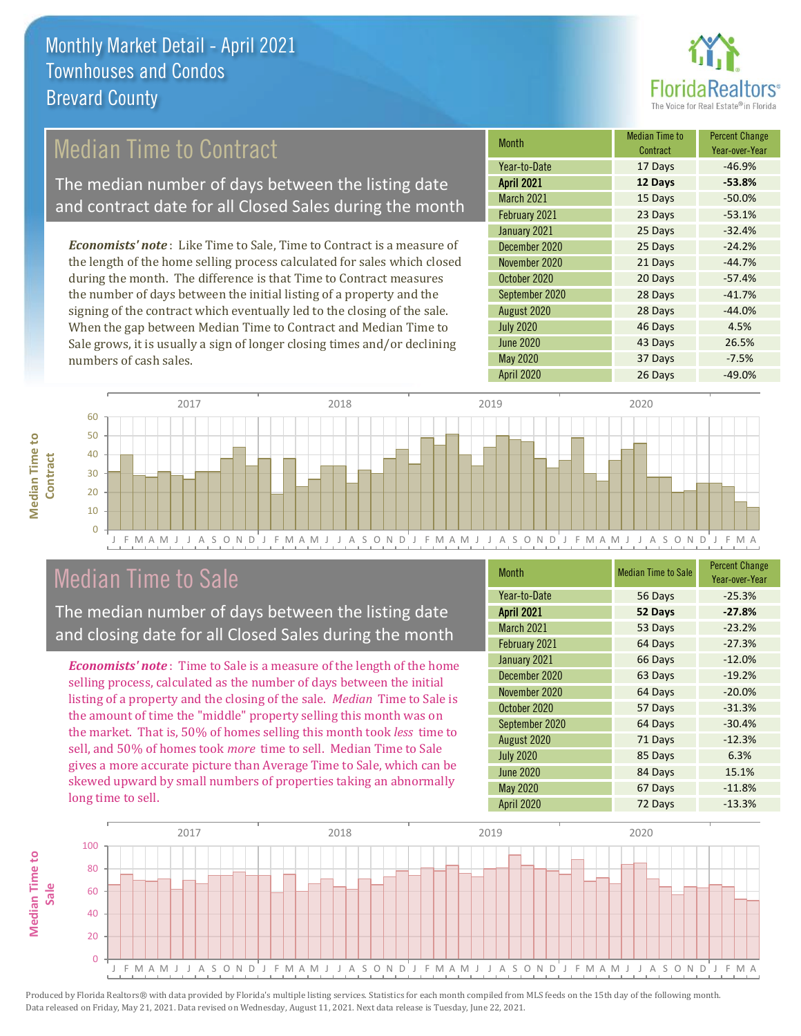# Monthly Market Detail - April 2021
## Townhouses and Condos
## Brevard County

## Median Time to Contract

The median number of days between the listing date and contract date for all Closed Sales during the month

***Economists' note***: Like Time to Sale, Time to Contract is a measure of the length of the home selling process calculated for sales which closed during the month. The difference is that Time to Contract measures the number of days between the initial listing of a property and the signing of the contract which eventually led to the closing of the sale. When the gap between Median Time to Contract and Median Time to Sale grows, it is usually a sign of longer closing times and/or declining numbers of cash sales.

| Month | Median Time to Contract | Percent Change Year-over-Year |
|---|---|---|
| Year-to-Date | 17 Days | -46.9% |
| **April 2021** | **12 Days** | **-53.8%** |
| March 2021 | 15 Days | -50.0% |
| February 2021 | 23 Days | -53.1% |
| January 2021 | 25 Days | -32.4% |
| December 2020 | 25 Days | -24.2% |
| November 2020 | 21 Days | -44.7% |
| October 2020 | 20 Days | -57.4% |
| September 2020 | 28 Days | -41.7% |
| August 2020 | 28 Days | -44.0% |
| July 2020 | 46 Days | 4.5% |
| June 2020 | 43 Days | 26.5% |
| May 2020 | 37 Days | -7.5% |
| April 2020 | 26 Days | -49.0% |

## Median Time to Sale

The median number of days between the listing date and closing date for all Closed Sales during the month

***Economists' note***: Time to Sale is a measure of the length of the home selling process, calculated as the number of days between the initial listing of a property and the closing of the sale. *Median* Time to Sale is the amount of time the "middle" property selling this month was on the market. That is, 50% of homes selling this month took *less* time to sell, and 50% of homes took *more* time to sell. Median Time to Sale gives a more accurate picture than Average Time to Sale, which can be skewed upward by small numbers of properties taking an abnormally long time to sell.

| Month | Median Time to Sale | Percent Change Year-over-Year |
|---|---|---|
| Year-to-Date | 56 Days | -25.3% |
| **April 2021** | **52 Days** | **-27.8%** |
| March 2021 | 53 Days | -23.2% |
| February 2021 | 64 Days | -27.3% |
| January 2021 | 66 Days | -12.0% |
| December 2020 | 63 Days | -19.2% |
| November 2020 | 64 Days | -20.0% |
| October 2020 | 57 Days | -31.3% |
| September 2020 | 64 Days | -30.4% |
| August 2020 | 71 Days | -12.3% |
| July 2020 | 85 Days | 6.3% |
| June 2020 | 84 Days | 15.1% |
| May 2020 | 67 Days | -11.8% |
| April 2020 | 72 Days | -13.3% |

Produced by Florida Realtors® with data provided by Florida's multiple listing services. Statistics for each month compiled from MLS feeds on the 15th day of the following month. Data released on Friday, May 21, 2021. Data revised on Wednesday, August 11, 2021. Next data release is Tuesday, June 22, 2021.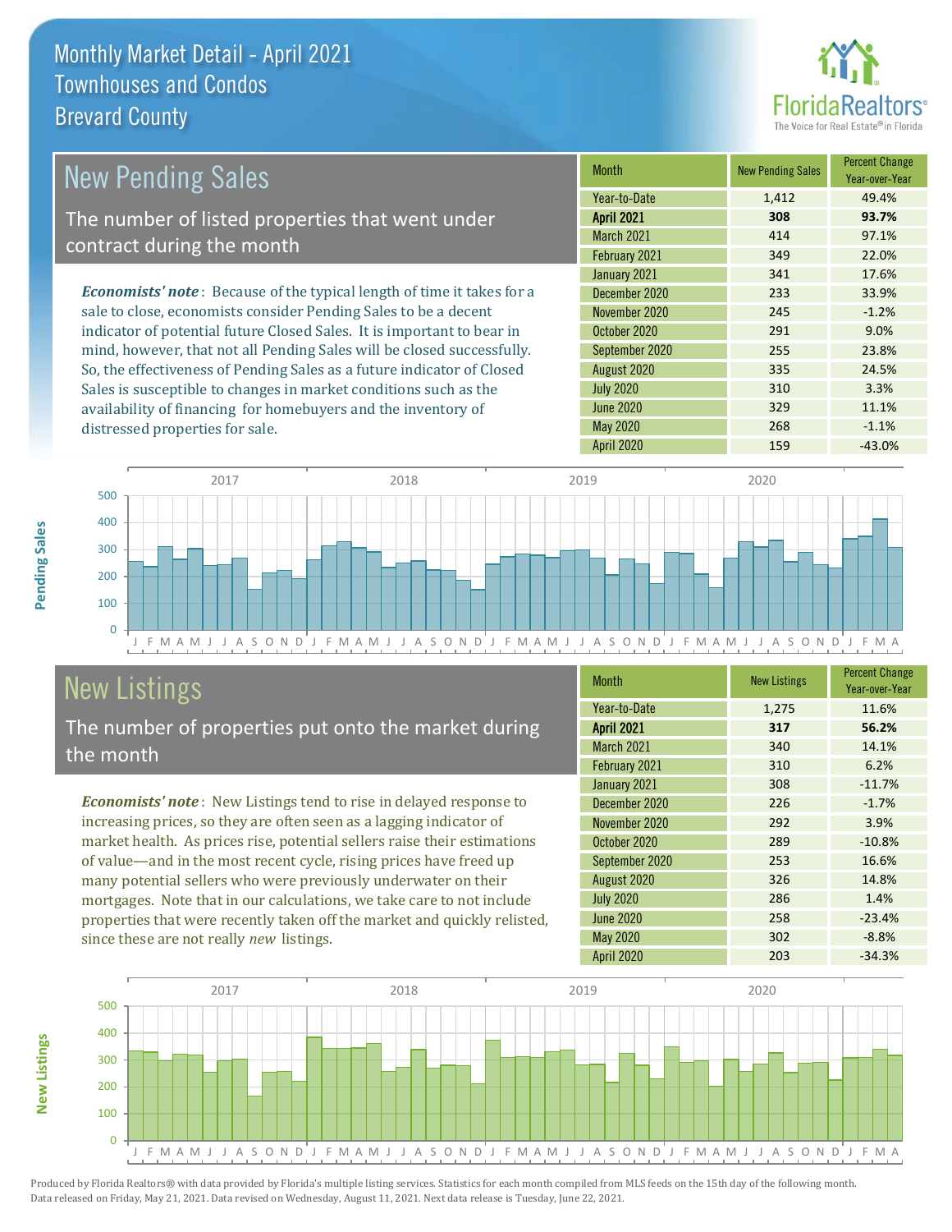# Monthly Market Detail - April 2021
## Townhouses and Condos
## Brevard County

## New Pending Sales

The number of listed properties that went under contract during the month

*Economists' note*: Because of the typical length of time it takes for a sale to close, economists consider Pending Sales to be a decent indicator of potential future Closed Sales. It is important to bear in mind, however, that not all Pending Sales will be closed successfully. So, the effectiveness of Pending Sales as a future indicator of Closed Sales is susceptible to changes in market conditions such as the availability of financing for homebuyers and the inventory of distressed properties for sale.

| Month | New Pending Sales | Percent Change Year-over-Year |
|---|---|---|
| Year-to-Date | 1,412 | 49.4% |
| **April 2021** | **308** | **93.7%** |
| March 2021 | 414 | 97.1% |
| February 2021 | 349 | 22.0% |
| January 2021 | 341 | 17.6% |
| December 2020 | 233 | 33.9% |
| November 2020 | 245 | -1.2% |
| October 2020 | 291 | 9.0% |
| September 2020 | 255 | 23.8% |
| August 2020 | 335 | 24.5% |
| July 2020 | 310 | 3.3% |
| June 2020 | 329 | 11.1% |
| May 2020 | 268 | -1.1% |
| April 2020 | 159 | -43.0% |

## New Listings

The number of properties put onto the market during the month

*Economists' note*: New Listings tend to rise in delayed response to increasing prices, so they are often seen as a lagging indicator of market health. As prices rise, potential sellers raise their estimations of value—and in the most recent cycle, rising prices have freed up many potential sellers who were previously underwater on their mortgages. Note that in our calculations, we take care to not include properties that were recently taken off the market and quickly relisted, since these are not really *new* listings.

| Month | New Listings | Percent Change Year-over-Year |
|---|---|---|
| Year-to-Date | 1,275 | 11.6% |
| **April 2021** | **317** | **56.2%** |
| March 2021 | 340 | 14.1% |
| February 2021 | 310 | 6.2% |
| January 2021 | 308 | -11.7% |
| December 2020 | 226 | -1.7% |
| November 2020 | 292 | 3.9% |
| October 2020 | 289 | -10.8% |
| September 2020 | 253 | 16.6% |
| August 2020 | 326 | 14.8% |
| July 2020 | 286 | 1.4% |
| June 2020 | 258 | -23.4% |
| May 2020 | 302 | -8.8% |
| April 2020 | 203 | -34.3% |

Produced by Florida Realtors® with data provided by Florida's multiple listing services. Statistics for each month compiled from MLS feeds on the 15th day of the following month. Data released on Friday, May 21, 2021. Data revised on Wednesday, August 11, 2021. Next data release is Tuesday, June 22, 2021.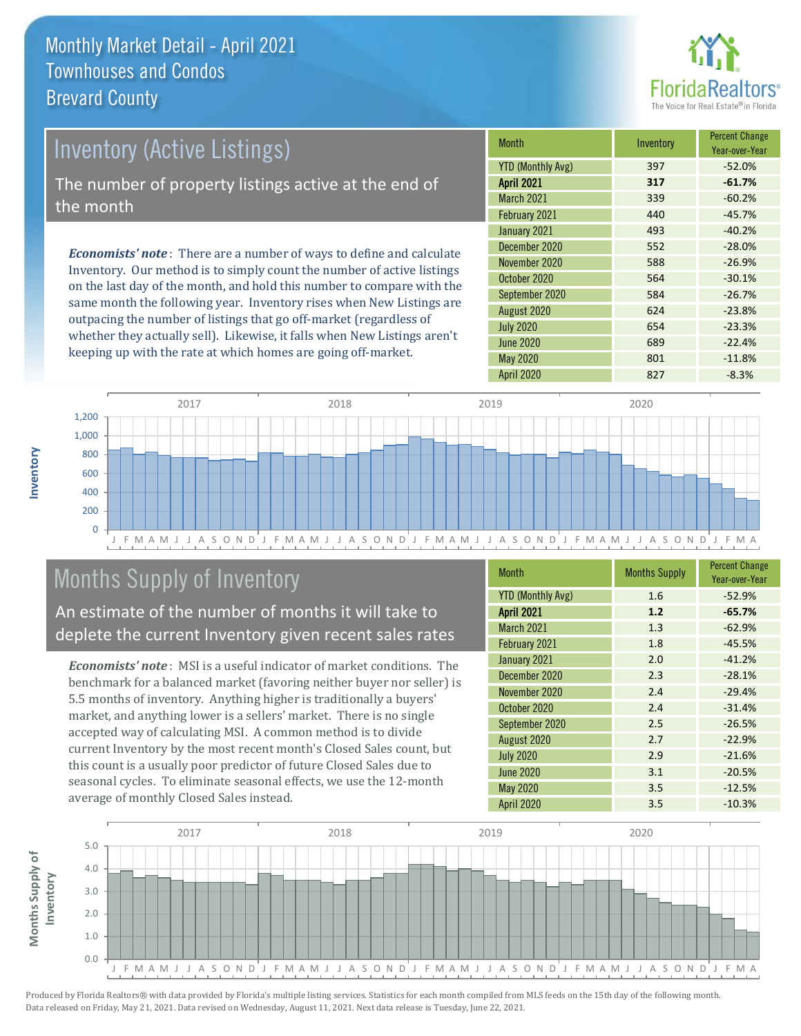# Monthly Market Detail - April 2021
## Townhouses and Condos
## Brevard County

## Inventory (Active Listings)

The number of property listings active at the end of the month

***Economists' note***: There are a number of ways to define and calculate Inventory. Our method is to simply count the number of active listings on the last day of the month, and hold this number to compare with the same month the following year. Inventory rises when New Listings are outpacing the number of listings that go off-market (regardless of whether they actually sell). Likewise, it falls when New Listings aren't keeping up with the rate at which homes are going off-market.

| Month | Inventory | Percent Change Year-over-Year |
|---|---|---|
| YTD (Monthly Avg) | 397 | -52.0% |
| **April 2021** | **317** | **-61.7%** |
| March 2021 | 339 | -60.2% |
| February 2021 | 440 | -45.7% |
| January 2021 | 493 | -40.2% |
| December 2020 | 552 | -28.0% |
| November 2020 | 588 | -26.9% |
| October 2020 | 564 | -30.1% |
| September 2020 | 584 | -26.7% |
| August 2020 | 624 | -23.8% |
| July 2020 | 654 | -23.3% |
| June 2020 | 689 | -22.4% |
| May 2020 | 801 | -11.8% |
| April 2020 | 827 | -8.3% |

## Months Supply of Inventory

An estimate of the number of months it will take to deplete the current Inventory given recent sales rates

***Economists' note***: MSI is a useful indicator of market conditions. The benchmark for a balanced market (favoring neither buyer nor seller) is 5.5 months of inventory. Anything higher is traditionally a buyers' market, and anything lower is a sellers' market. There is no single accepted way of calculating MSI. A common method is to divide current Inventory by the most recent month's Closed Sales count, but this count is a usually poor predictor of future Closed Sales due to seasonal cycles. To eliminate seasonal effects, we use the 12-month average of monthly Closed Sales instead.

| Month | Months Supply | Percent Change Year-over-Year |
|---|---|---|
| YTD (Monthly Avg) | 1.6 | -52.9% |
| **April 2021** | **1.2** | **-65.7%** |
| March 2021 | 1.3 | -62.9% |
| February 2021 | 1.8 | -45.5% |
| January 2021 | 2.0 | -41.2% |
| December 2020 | 2.3 | -28.1% |
| November 2020 | 2.4 | -29.4% |
| October 2020 | 2.4 | -31.4% |
| September 2020 | 2.5 | -26.5% |
| August 2020 | 2.7 | -22.9% |
| July 2020 | 2.9 | -21.6% |
| June 2020 | 3.1 | -20.5% |
| May 2020 | 3.5 | -12.5% |
| April 2020 | 3.5 | -10.3% |

Produced by Florida Realtors® with data provided by Florida's multiple listing services. Statistics for each month compiled from MLS feeds on the 15th day of the following month. Data released on Friday, May 21, 2021. Data revised on Wednesday, August 11, 2021. Next data release is Tuesday, June 22, 2021.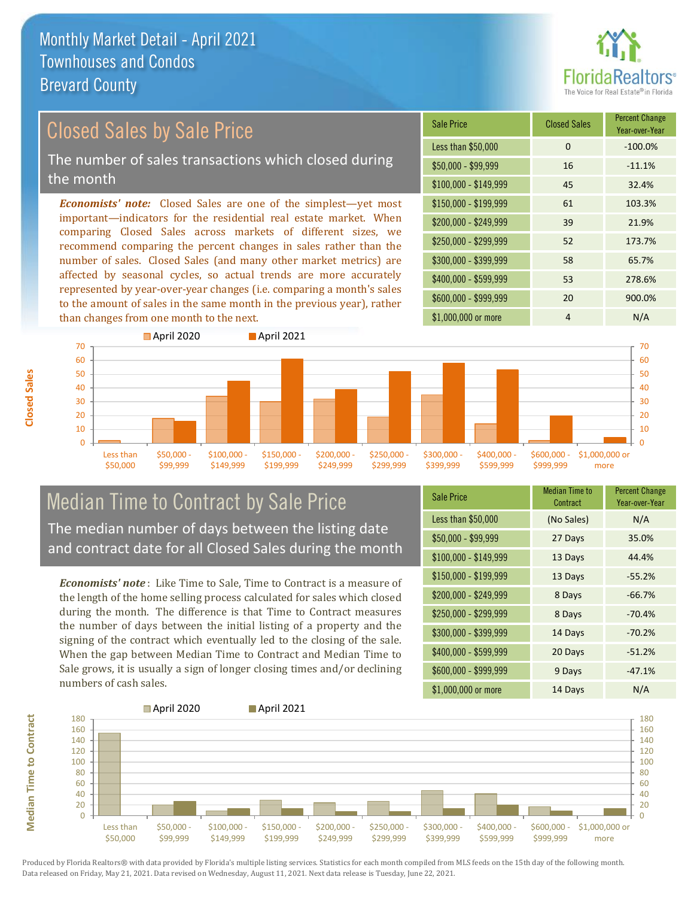# Monthly Market Detail - April 2021
## Townhouses and Condos
## Brevard County

## Closed Sales by Sale Price

The number of sales transactions which closed during the month

***Economists' note:*** Closed Sales are one of the simplest—yet most important—indicators for the residential real estate market. When comparing Closed Sales across markets of different sizes, we recommend comparing the percent changes in sales rather than the number of sales. Closed Sales (and many other market metrics) are affected by seasonal cycles, so actual trends are more accurately represented by year-over-year changes (i.e. comparing a month's sales to the amount of sales in the same month in the previous year), rather than changes from one month to the next.

| Sale Price | Closed Sales | Percent Change Year-over-Year |
|---|---|---|
| Less than $50,000 | 0 | -100.0% |
| $50,000 - $99,999 | 16 | -11.1% |
| $100,000 - $149,999 | 45 | 32.4% |
| $150,000 - $199,999 | 61 | 103.3% |
| $200,000 - $249,999 | 39 | 21.9% |
| $250,000 - $299,999 | 52 | 173.7% |
| $300,000 - $399,999 | 58 | 65.7% |
| $400,000 - $599,999 | 53 | 278.6% |
| $600,000 - $999,999 | 20 | 900.0% |
| $1,000,000 or more | 4 | N/A |

## Median Time to Contract by Sale Price

The median number of days between the listing date and contract date for all Closed Sales during the month

***Economists' note***: Like Time to Sale, Time to Contract is a measure of the length of the home selling process calculated for sales which closed during the month. The difference is that Time to Contract measures the number of days between the initial listing of a property and the signing of the contract which eventually led to the closing of the sale. When the gap between Median Time to Contract and Median Time to Sale grows, it is usually a sign of longer closing times and/or declining numbers of cash sales.

| Sale Price | Median Time to Contract | Percent Change Year-over-Year |
|---|---|---|
| Less than $50,000 | (No Sales) | N/A |
| $50,000 - $99,999 | 27 Days | 35.0% |
| $100,000 - $149,999 | 13 Days | 44.4% |
| $150,000 - $199,999 | 13 Days | -55.2% |
| $200,000 - $249,999 | 8 Days | -66.7% |
| $250,000 - $299,999 | 8 Days | -70.4% |
| $300,000 - $399,999 | 14 Days | -70.2% |
| $400,000 - $599,999 | 20 Days | -51.2% |
| $600,000 - $999,999 | 9 Days | -47.1% |
| $1,000,000 or more | 14 Days | N/A |

Produced by Florida Realtors® with data provided by Florida's multiple listing services. Statistics for each month compiled from MLS feeds on the 15th day of the following month. Data released on Friday, May 21, 2021. Data revised on Wednesday, August 11, 2021. Next data release is Tuesday, June 22, 2021.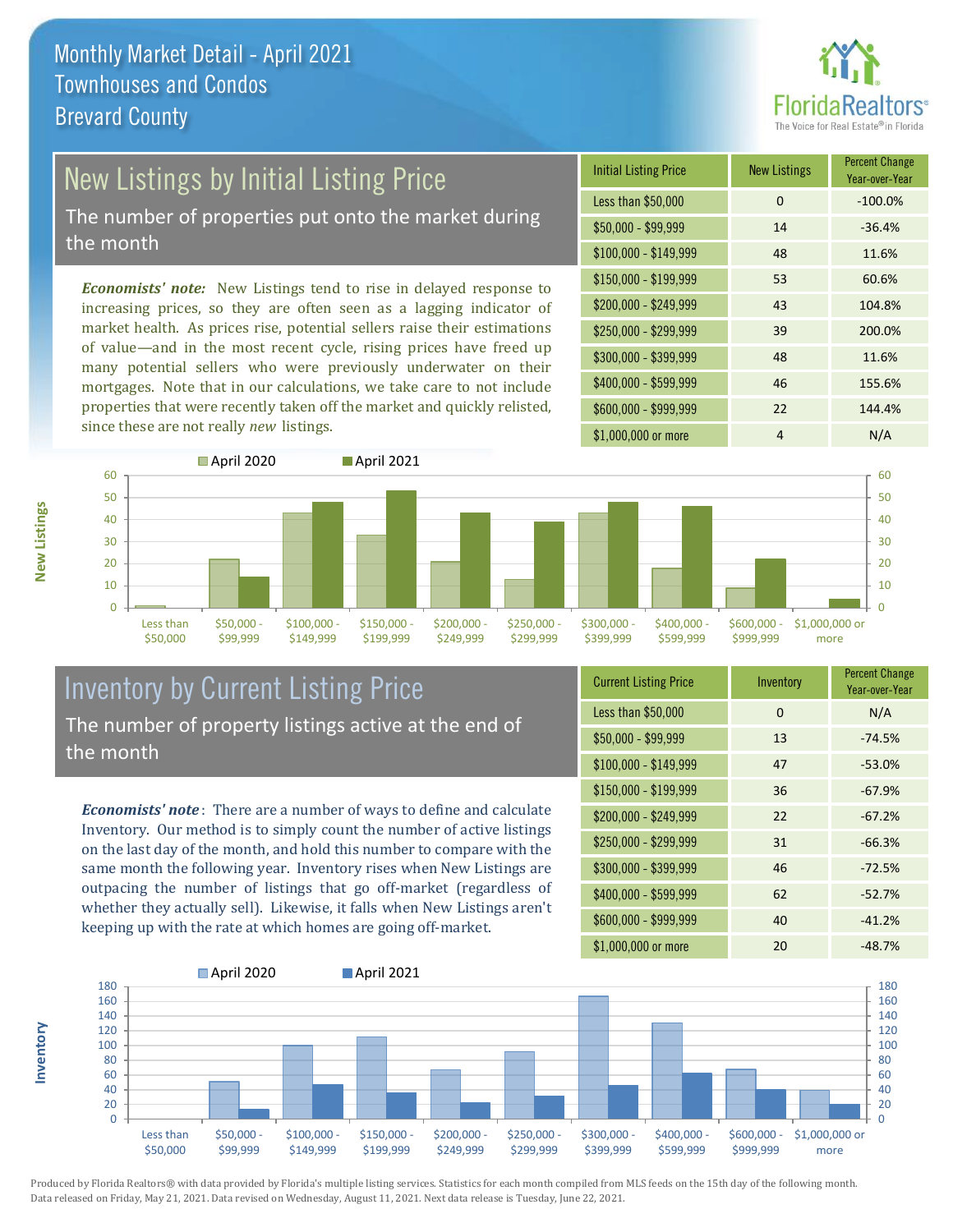# Monthly Market Detail - April 2021
## Townhouses and Condos
## Brevard County

## New Listings by Initial Listing Price

The number of properties put onto the market during the month

*Economists' note:* New Listings tend to rise in delayed response to increasing prices, so they are often seen as a lagging indicator of market health. As prices rise, potential sellers raise their estimations of value—and in the most recent cycle, rising prices have freed up many potential sellers who were previously underwater on their mortgages. Note that in our calculations, we take care to not include properties that were recently taken off the market and quickly relisted, since these are not really *new* listings.

| Initial Listing Price | New Listings | Percent Change Year-over-Year |
|---|---|---|
| Less than $50,000 | 0 | -100.0% |
| $50,000 - $99,999 | 14 | -36.4% |
| $100,000 - $149,999 | 48 | 11.6% |
| $150,000 - $199,999 | 53 | 60.6% |
| $200,000 - $249,999 | 43 | 104.8% |
| $250,000 - $299,999 | 39 | 200.0% |
| $300,000 - $399,999 | 48 | 11.6% |
| $400,000 - $599,999 | 46 | 155.6% |
| $600,000 - $999,999 | 22 | 144.4% |
| $1,000,000 or more | 4 | N/A |

## Inventory by Current Listing Price

The number of property listings active at the end of the month

*Economists' note*: There are a number of ways to define and calculate Inventory. Our method is to simply count the number of active listings on the last day of the month, and hold this number to compare with the same month the following year. Inventory rises when New Listings are outpacing the number of listings that go off-market (regardless of whether they actually sell). Likewise, it falls when New Listings aren't keeping up with the rate at which homes are going off-market.

| Current Listing Price | Inventory | Percent Change Year-over-Year |
|---|---|---|
| Less than $50,000 | 0 | N/A |
| $50,000 - $99,999 | 13 | -74.5% |
| $100,000 - $149,999 | 47 | -53.0% |
| $150,000 - $199,999 | 36 | -67.9% |
| $200,000 - $249,999 | 22 | -67.2% |
| $250,000 - $299,999 | 31 | -66.3% |
| $300,000 - $399,999 | 46 | -72.5% |
| $400,000 - $599,999 | 62 | -52.7% |
| $600,000 - $999,999 | 40 | -41.2% |
| $1,000,000 or more | 20 | -48.7% |

Produced by Florida Realtors® with data provided by Florida's multiple listing services. Statistics for each month compiled from MLS feeds on the 15th day of the following month. Data released on Friday, May 21, 2021. Data revised on Wednesday, August 11, 2021. Next data release is Tuesday, June 22, 2021.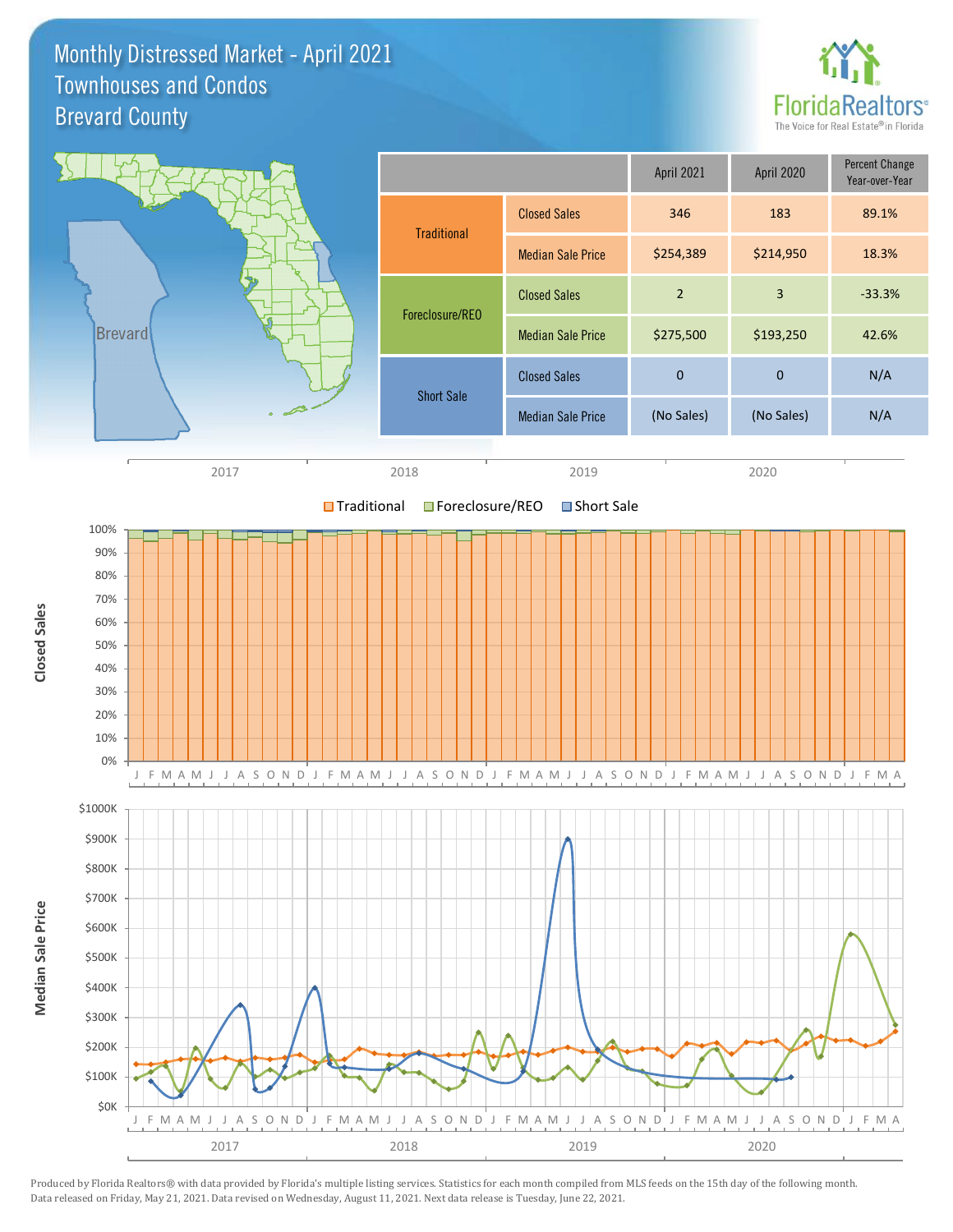# Monthly Distressed Market - April 2021
## Townhouses and Condos
## Brevard County

FloridaRealtors®
The Voice for Real Estate® in Florida

Brevard

| | | April 2021 | April 2020 | Percent Change Year-over-Year |
|---|---|---|---|---|
| Traditional | Closed Sales | 346 | 183 | 89.1% |
| | Median Sale Price | $254,389 | $214,950 | 18.3% |
| Foreclosure/REO | Closed Sales | 2 | 3 | -33.3% |
| | Median Sale Price | $275,500 | $193,250 | 42.6% |
| Short Sale | Closed Sales | 0 | 0 | N/A |
| | Median Sale Price | (No Sales) | (No Sales) | N/A |

2017 2018 2019 2020

Traditional Foreclosure/REO Short Sale

Closed Sales

100% 90% 80% 70% 60% 50% 40% 30% 20% 10% 0%

J F M A M J J A S O N D J F M A M J J A S O N D J F M A M J J A S O N D J F M A M J J A S O N D J F M A

Median Sale Price

$1000K $900K $800K $700K $600K $500K $400K $300K $200K $100K $0K

J F M A M J J A S O N D J F M A M J J A S O N D J F M A M J J A S O N D J F M A M J J A S O N D J F M A

2017 2018 2019 2020

Produced by Florida Realtors® with data provided by Florida's multiple listing services. Statistics for each month compiled from MLS feeds on the 15th day of the following month. Data released on Friday, May 21, 2021. Data revised on Wednesday, August 11, 2021. Next data release is Tuesday, June 22, 2021.